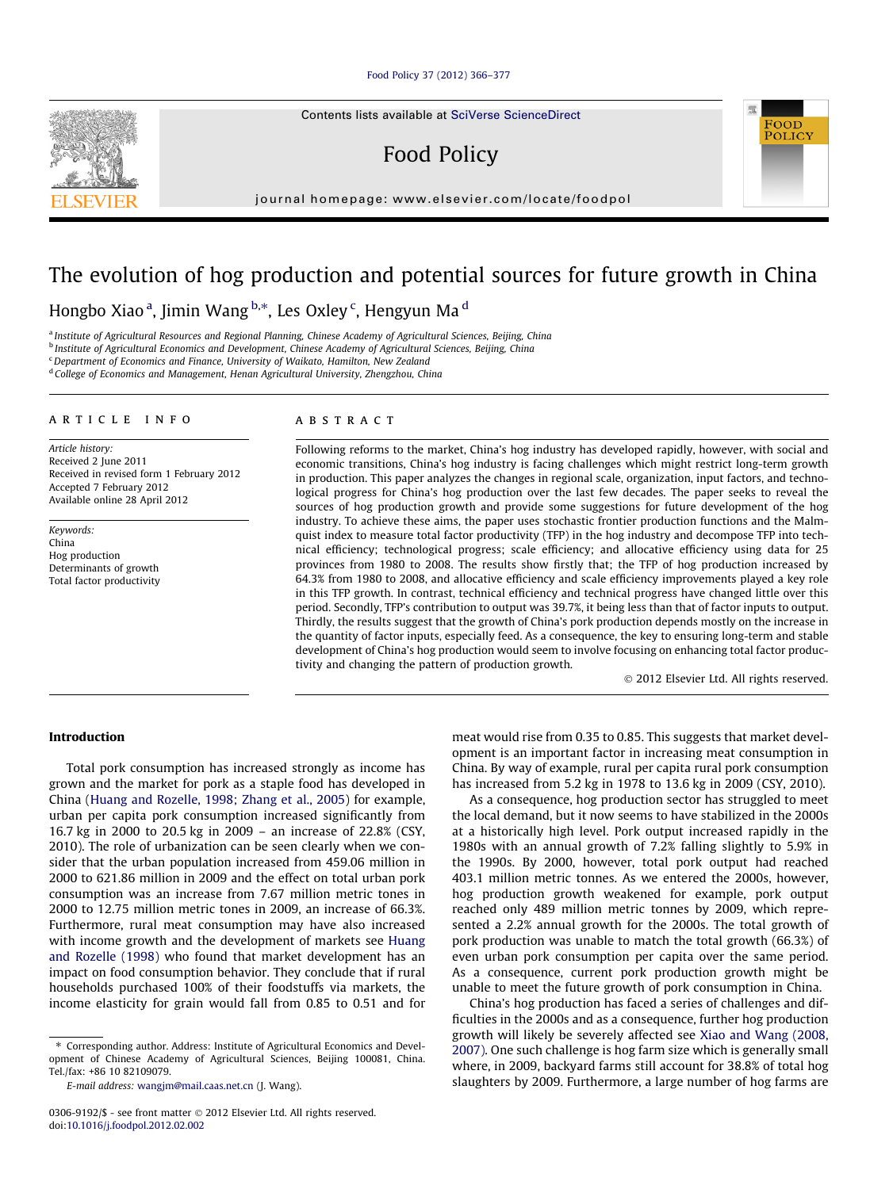# The evolution of hog production and potential sources for future growth in China

Hongbo Xiao [a], Jimin Wang [b,*], Les Oxley [c], Hengyun Ma [d]

[a] Institute of Agricultural Resources and Regional Planning, Chinese Academy of Agricultural Sciences, Beijing, China
[b] Institute of Agricultural Economics and Development, Chinese Academy of Agricultural Sciences, Beijing, China
[c] Department of Economics and Finance, University of Waikato, Hamilton, New Zealand
[d] College of Economics and Management, Henan Agricultural University, Zhengzhou, China

## ARTICLE INFO

*Article history:*
Received 2 June 2011
Received in revised form 1 February 2012
Accepted 7 February 2012
Available online 28 April 2012

*Keywords:*
China
Hog production
Determinants of growth
Total factor productivity

## ABSTRACT

Following reforms to the market, China's hog industry has developed rapidly, however, with social and economic transitions, China's hog industry is facing challenges which might restrict long-term growth in production. This paper analyzes the changes in regional scale, organization, input factors, and technological progress for China's hog production over the last few decades. The paper seeks to reveal the sources of hog production growth and provide some suggestions for future development of the hog industry. To achieve these aims, the paper uses stochastic frontier production functions and the Malmquist index to measure total factor productivity (TFP) in the hog industry and decompose TFP into technical efficiency; technological progress; scale efficiency; and allocative efficiency using data for 25 provinces from 1980 to 2008. The results show firstly that; the TFP of hog production increased by 64.3% from 1980 to 2008, and allocative efficiency and scale efficiency improvements played a key role in this TFP growth. In contrast, technical efficiency and technical progress have changed little over this period. Secondly, TFP's contribution to output was 39.7%, it being less than that of factor inputs to output. Thirdly, the results suggest that the growth of China's pork production depends mostly on the increase in the quantity of factor inputs, especially feed. As a consequence, the key to ensuring long-term and stable development of China's hog production would seem to involve focusing on enhancing total factor productivity and changing the pattern of production growth.

© 2012 Elsevier Ltd. All rights reserved.

## Introduction

Total pork consumption has increased strongly as income has grown and the market for pork as a staple food has developed in China (Huang and Rozelle, 1998; Zhang et al., 2005) for example, urban per capita pork consumption increased significantly from 16.7 kg in 2000 to 20.5 kg in 2009 – an increase of 22.8% (CSY, 2010). The role of urbanization can be seen clearly when we consider that the urban population increased from 459.06 million in 2000 to 621.86 million in 2009 and the effect on total urban pork consumption was an increase from 7.67 million metric tones in 2000 to 12.75 million metric tones in 2009, an increase of 66.3%. Furthermore, rural meat consumption may have also increased with income growth and the development of markets see Huang and Rozelle (1998) who found that market development has an impact on food consumption behavior. They conclude that if rural households purchased 100% of their foodstuffs via markets, the income elasticity for grain would fall from 0.85 to 0.51 and for meat would rise from 0.35 to 0.85. This suggests that market development is an important factor in increasing meat consumption in China. By way of example, rural per capita rural pork consumption has increased from 5.2 kg in 1978 to 13.6 kg in 2009 (CSY, 2010).

As a consequence, hog production sector has struggled to meet the local demand, but it now seems to have stabilized in the 2000s at a historically high level. Pork output increased rapidly in the 1980s with an annual growth of 7.2% falling slightly to 5.9% in the 1990s. By 2000, however, total pork output had reached 403.1 million metric tonnes. As we entered the 2000s, however, hog production growth weakened for example, pork output reached only 489 million metric tonnes by 2009, which represented a 2.2% annual growth for the 2000s. The total growth of pork production was unable to match the total growth (66.3%) of even urban pork consumption per capita over the same period. As a consequence, current pork production growth might be unable to meet the future growth of pork consumption in China.

China's hog production has faced a series of challenges and difficulties in the 2000s and as a consequence, further hog production growth will likely be severely affected see Xiao and Wang (2008, 2007). One such challenge is hog farm size which is generally small where, in 2009, backyard farms still account for 38.8% of total hog slaughters by 2009. Furthermore, a large number of hog farms are

---

\* Corresponding author. Address: Institute of Agricultural Economics and Development of Chinese Academy of Agricultural Sciences, Beijing 100081, China. Tel./fax: +86 10 82109079.

*E-mail address:* wangjm@mail.caas.net.cn (J. Wang).

0306-9192/$ - see front matter © 2012 Elsevier Ltd. All rights reserved.
doi:10.1016/j.foodpol.2012.02.002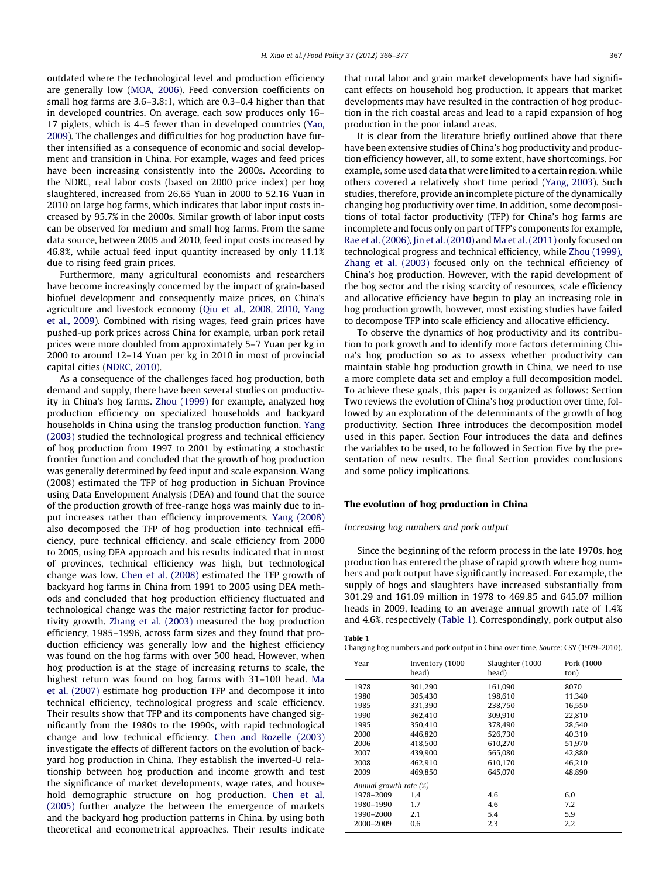outdated where the technological level and production efficiency are generally low (MOA, 2006). Feed conversion coefficients on small hog farms are 3.6–3.8:1, which are 0.3–0.4 higher than that in developed countries. On average, each sow produces only 16–17 piglets, which is 4–5 fewer than in developed countries (Yao, 2009). The challenges and difficulties for hog production have further intensified as a consequence of economic and social development and transition in China. For example, wages and feed prices have been increasing consistently into the 2000s. According to the NDRC, real labor costs (based on 2000 price index) per hog slaughtered, increased from 26.65 Yuan in 2000 to 52.16 Yuan in 2010 on large hog farms, which indicates that labor input costs increased by 95.7% in the 2000s. Similar growth of labor input costs can be observed for medium and small hog farms. From the same data source, between 2005 and 2010, feed input costs increased by 46.8%, while actual feed input quantity increased by only 11.1% due to rising feed grain prices.

Furthermore, many agricultural economists and researchers have become increasingly concerned by the impact of grain-based biofuel development and consequently maize prices, on China's agriculture and livestock economy (Qiu et al., 2008, 2010, Yang et al., 2009). Combined with rising wages, feed grain prices have pushed-up pork prices across China for example, urban pork retail prices were more doubled from approximately 5–7 Yuan per kg in 2000 to around 12–14 Yuan per kg in 2010 in most of provincial capital cities (NDRC, 2010).

As a consequence of the challenges faced hog production, both demand and supply, there have been several studies on productivity in China's hog farms. Zhou (1999) for example, analyzed hog production efficiency on specialized households and backyard households in China using the translog production function. Yang (2003) studied the technological progress and technical efficiency of hog production from 1997 to 2001 by estimating a stochastic frontier function and concluded that the growth of hog production was generally determined by feed input and scale expansion. Wang (2008) estimated the TFP of hog production in Sichuan Province using Data Envelopment Analysis (DEA) and found that the source of the production growth of free-range hogs was mainly due to input increases rather than efficiency improvements. Yang (2008) also decomposed the TFP of hog production into technical efficiency, pure technical efficiency, and scale efficiency from 2000 to 2005, using DEA approach and his results indicated that in most of provinces, technical efficiency was high, but technological change was low. Chen et al. (2008) estimated the TFP growth of backyard hog farms in China from 1991 to 2005 using DEA methods and concluded that hog production efficiency fluctuated and technological change was the major restricting factor for productivity growth. Zhang et al. (2003) measured the hog production efficiency, 1985–1996, across farm sizes and they found that production efficiency was generally low and the highest efficiency was found on the hog farms with over 500 head. However, when hog production is at the stage of increasing returns to scale, the highest return was found on hog farms with 31–100 head. Ma et al. (2007) estimate hog production TFP and decompose it into technical efficiency, technological progress and scale efficiency. Their results show that TFP and its components have changed significantly from the 1980s to the 1990s, with rapid technological change and low technical efficiency. Chen and Rozelle (2003) investigate the effects of different factors on the evolution of backyard hog production in China. They establish the inverted-U relationship between hog production and income growth and test the significance of market developments, wage rates, and household demographic structure on hog production. Chen et al. (2005) further analyze the between the emergence of markets and the backyard hog production patterns in China, by using both theoretical and econometrical approaches. Their results indicate that rural labor and grain market developments have had significant effects on household hog production. It appears that market developments may have resulted in the contraction of hog production in the rich coastal areas and lead to a rapid expansion of hog production in the poor inland areas.

It is clear from the literature briefly outlined above that there have been extensive studies of China's hog productivity and production efficiency however, all, to some extent, have shortcomings. For example, some used data that were limited to a certain region, while others covered a relatively short time period (Yang, 2003). Such studies, therefore, provide an incomplete picture of the dynamically changing hog productivity over time. In addition, some decompositions of total factor productivity (TFP) for China's hog farms are incomplete and focus only on part of TFP's components for example, Rae et al. (2006), Jin et al. (2010) and Ma et al. (2011) only focused on technological progress and technical efficiency, while Zhou (1999), Zhang et al. (2003) focused only on the technical efficiency of China's hog production. However, with the rapid development of the hog sector and the rising scarcity of resources, scale efficiency and allocative efficiency have begun to play an increasing role in hog production growth, however, most existing studies have failed to decompose TFP into scale efficiency and allocative efficiency.

To observe the dynamics of hog productivity and its contribution to pork growth and to identify more factors determining China's hog production so as to assess whether productivity can maintain stable hog production growth in China, we need to use a more complete data set and employ a full decomposition model. To achieve these goals, this paper is organized as follows: Section Two reviews the evolution of China's hog production over time, followed by an exploration of the determinants of the growth of hog productivity. Section Three introduces the decomposition model used in this paper. Section Four introduces the data and defines the variables to be used, to be followed in Section Five by the presentation of new results. The final Section provides conclusions and some policy implications.

## The evolution of hog production in China

### *Increasing hog numbers and pork output*

Since the beginning of the reform process in the late 1970s, hog production has entered the phase of rapid growth where hog numbers and pork output have significantly increased. For example, the supply of hogs and slaughters have increased substantially from 301.29 and 161.09 million in 1978 to 469.85 and 645.07 million heads in 2009, leading to an average annual growth rate of 1.4% and 4.6%, respectively (Table 1). Correspondingly, pork output also

**Table 1**
Changing hog numbers and pork output in China over time. *Source*: CSY (1979–2010).

| Year | Inventory (1000 head) | Slaughter (1000 head) | Pork (1000 ton) |
|---|---|---|---|
| 1978 | 301,290 | 161,090 | 8070 |
| 1980 | 305,430 | 198,610 | 11,340 |
| 1985 | 331,390 | 238,750 | 16,550 |
| 1990 | 362,410 | 309,910 | 22,810 |
| 1995 | 350,410 | 378,490 | 28,540 |
| 2000 | 446,820 | 526,730 | 40,310 |
| 2006 | 418,500 | 610,270 | 51,970 |
| 2007 | 439,900 | 565,080 | 42,880 |
| 2008 | 462,910 | 610,170 | 46,210 |
| 2009 | 469,850 | 645,070 | 48,890 |
| *Annual growth rate (%)* | | | |
| 1978–2009 | 1.4 | 4.6 | 6.0 |
| 1980–1990 | 1.7 | 4.6 | 7.2 |
| 1990–2000 | 2.1 | 5.4 | 5.9 |
| 2000–2009 | 0.6 | 2.3 | 2.2 |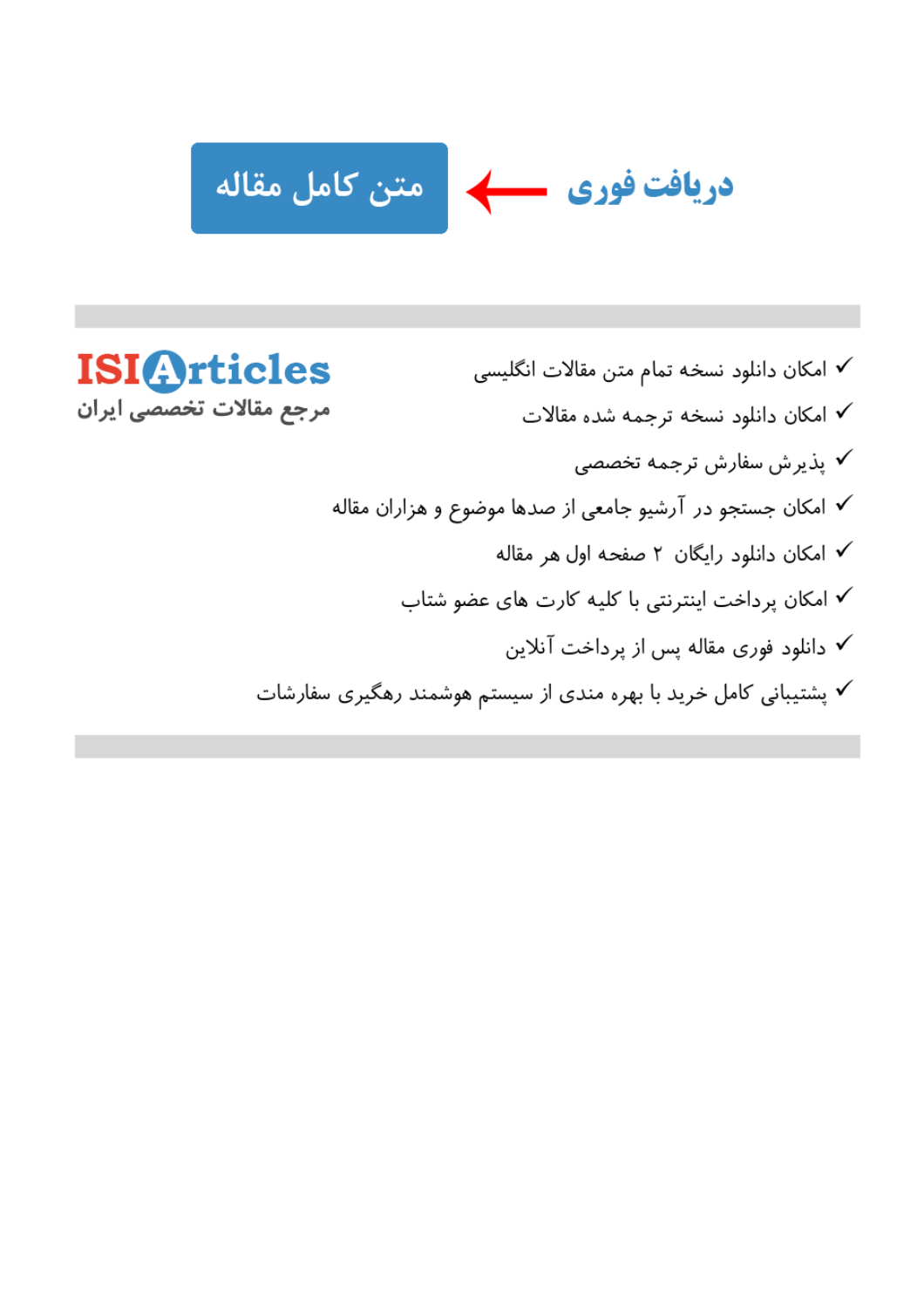دریافت فوری ← **متن کامل مقاله**

**ISIArticles**
مرجع مقالات تخصصی ایران

- ✓ امکان دانلود نسخه تمام متن مقالات انگلیسی
- ✓ امکان دانلود نسخه ترجمه شده مقالات
- ✓ پذیرش سفارش ترجمه تخصصی
- ✓ امکان جستجو در آرشیو جامعی از صدها موضوع و هزاران مقاله
- ✓ امکان دانلود رایگان ۲ صفحه اول هر مقاله
- ✓ امکان پرداخت اینترنتی با کلیه کارت های عضو شتاب
- ✓ دانلود فوری مقاله پس از پرداخت آنلاین
- ✓ پشتیبانی کامل خرید با بهره مندی از سیستم هوشمند رهگیری سفارشات